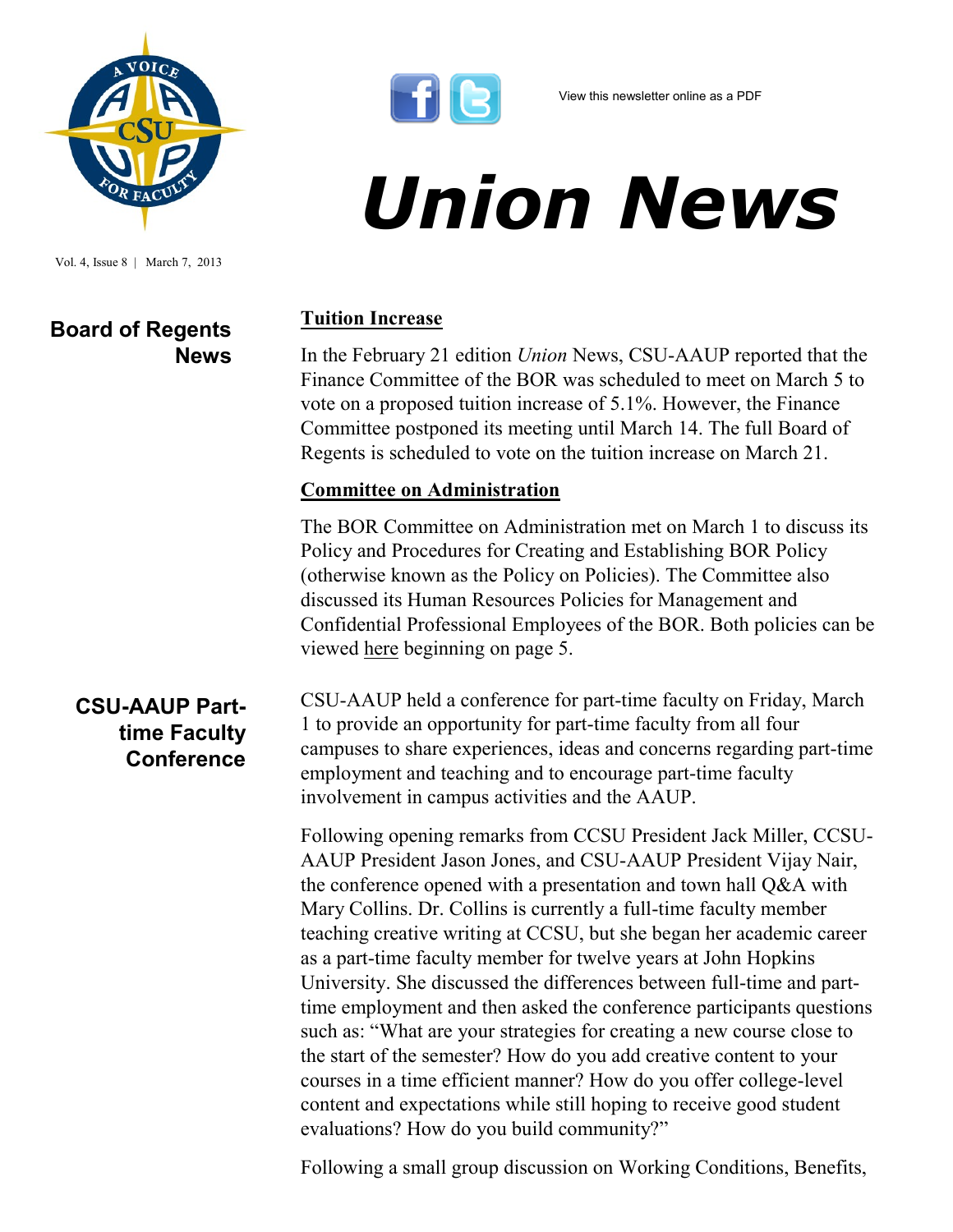View this newsletter online as a PDF

# Union News

Vol. 4, Issue 8 | March 7, 2013

## Board of Regents News

### Tuition Increase

In the February 21 edition *Union* News, CSU-AAUP reported that the Finance Committee of the BOR was scheduled to meet on March 5 to vote on a proposed tuition increase of 5.1%. However, the Finance Committee postponed its meeting until March 14. The full Board of Regents is scheduled to vote on the tuition increase on March 21.

### Committee on Administration

The BOR Committee on Administration met on March 1 to discuss its Policy and Procedures for Creating and Establishing BOR Policy (otherwise known as the Policy on Policies). The Committee also discussed its Human Resources Policies for Management and Confidential Professional Employees of the BOR. Both policies can be viewed here beginning on page 5.

## CSU-AAUP Part-time Faculty Conference

CSU-AAUP held a conference for part-time faculty on Friday, March 1 to provide an opportunity for part-time faculty from all four campuses to share experiences, ideas and concerns regarding part-time employment and teaching and to encourage part-time faculty involvement in campus activities and the AAUP.

Following opening remarks from CCSU President Jack Miller, CCSU-AAUP President Jason Jones, and CSU-AAUP President Vijay Nair, the conference opened with a presentation and town hall Q&A with Mary Collins. Dr. Collins is currently a full-time faculty member teaching creative writing at CCSU, but she began her academic career as a part-time faculty member for twelve years at John Hopkins University. She discussed the differences between full-time and part-time employment and then asked the conference participants questions such as: "What are your strategies for creating a new course close to the start of the semester? How do you add creative content to your courses in a time efficient manner? How do you offer college-level content and expectations while still hoping to receive good student evaluations? How do you build community?"

Following a small group discussion on Working Conditions, Benefits,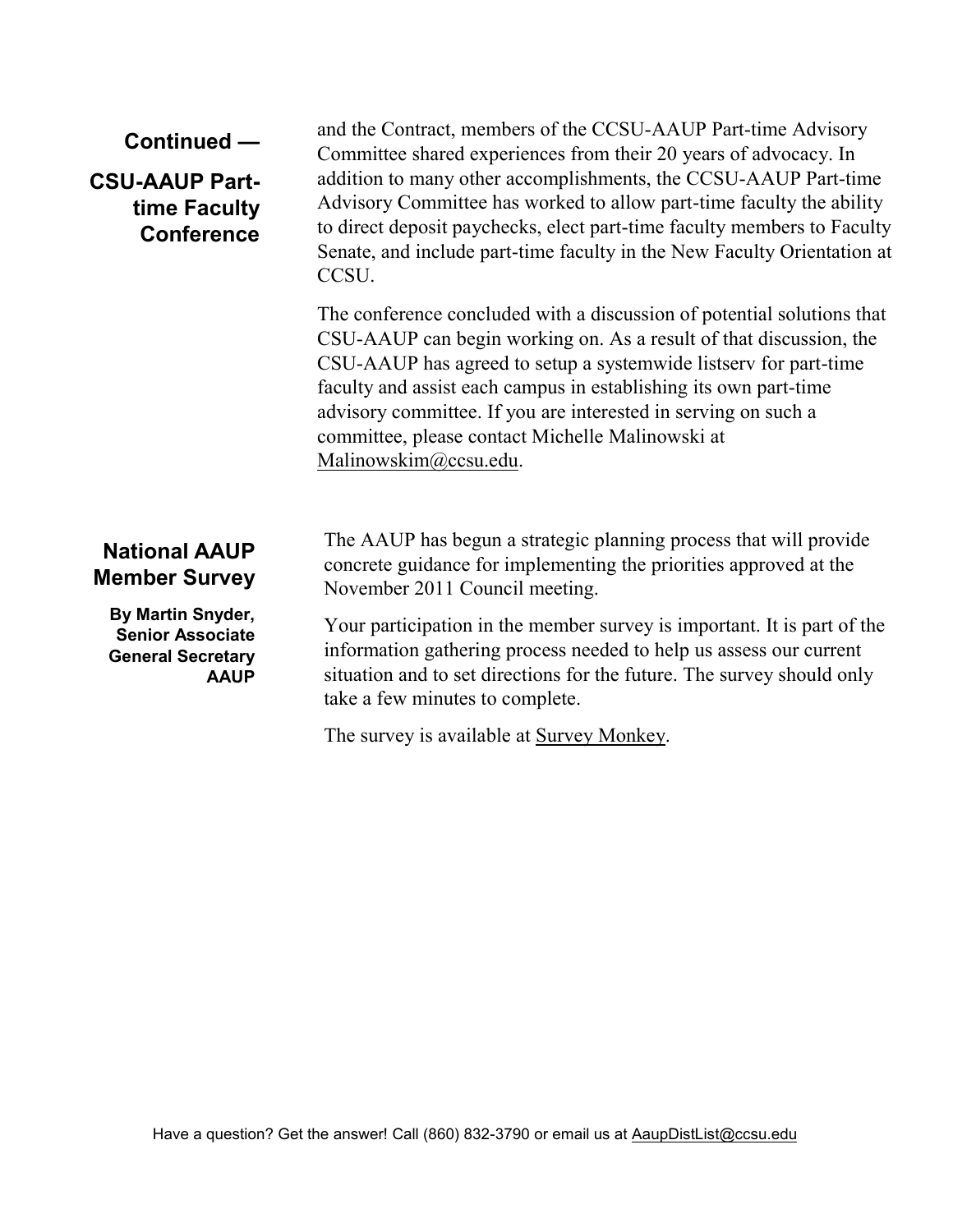## Continued — CSU-AAUP Part-time Faculty Conference

and the Contract, members of the CCSU-AAUP Part-time Advisory Committee shared experiences from their 20 years of advocacy. In addition to many other accomplishments, the CCSU-AAUP Part-time Advisory Committee has worked to allow part-time faculty the ability to direct deposit paychecks, elect part-time faculty members to Faculty Senate, and include part-time faculty in the New Faculty Orientation at CCSU.

The conference concluded with a discussion of potential solutions that CSU-AAUP can begin working on. As a result of that discussion, the CSU-AAUP has agreed to setup a systemwide listserv for part-time faculty and assist each campus in establishing its own part-time advisory committee. If you are interested in serving on such a committee, please contact Michelle Malinowski at Malinowskim@ccsu.edu.

## National AAUP Member Survey

**By Martin Snyder, Senior Associate General Secretary AAUP**

The AAUP has begun a strategic planning process that will provide concrete guidance for implementing the priorities approved at the November 2011 Council meeting.

Your participation in the member survey is important. It is part of the information gathering process needed to help us assess our current situation and to set directions for the future. The survey should only take a few minutes to complete.

The survey is available at Survey Monkey.

Have a question? Get the answer! Call (860) 832-3790 or email us at AaupDistList@ccsu.edu